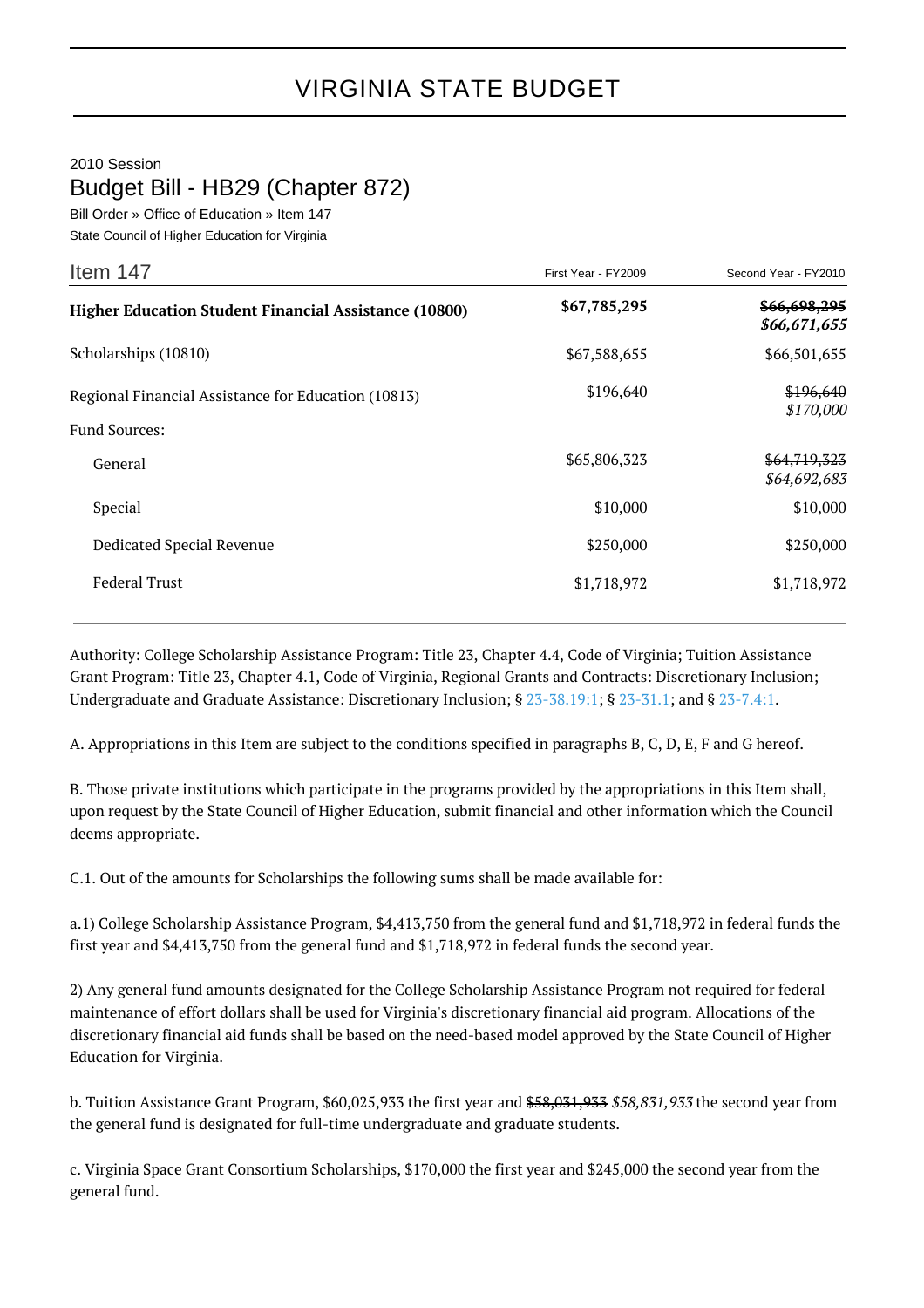# VIRGINIA STATE BUDGET

2010 Session

## Budget Bill - HB29 (Chapter 872)

Bill Order » Office of Education » Item 147

State Council of Higher Education for Virginia

| Item 147 | First Year - FY2009 | Second Year - FY2010 |
|---|---|---|
| **Higher Education Student Financial Assistance (10800)** | **$67,785,295** | ~~**$66,698,295**~~ ***$66,671,655*** |
| Scholarships (10810) | $67,588,655 | $66,501,655 |
| Regional Financial Assistance for Education (10813) | $196,640 | ~~$196,640~~ *$170,000* |
| Fund Sources: | | |
| General | $65,806,323 | ~~$64,719,323~~ *$64,692,683* |
| Special | $10,000 | $10,000 |
| Dedicated Special Revenue | $250,000 | $250,000 |
| Federal Trust | $1,718,972 | $1,718,972 |

Authority: College Scholarship Assistance Program: Title 23, Chapter 4.4, Code of Virginia; Tuition Assistance Grant Program: Title 23, Chapter 4.1, Code of Virginia, Regional Grants and Contracts: Discretionary Inclusion; Undergraduate and Graduate Assistance: Discretionary Inclusion; § 23-38.19:1; § 23-31.1; and § 23-7.4:1.

A. Appropriations in this Item are subject to the conditions specified in paragraphs B, C, D, E, F and G hereof.

B. Those private institutions which participate in the programs provided by the appropriations in this Item shall, upon request by the State Council of Higher Education, submit financial and other information which the Council deems appropriate.

C.1. Out of the amounts for Scholarships the following sums shall be made available for:

a.1) College Scholarship Assistance Program, $4,413,750 from the general fund and $1,718,972 in federal funds the first year and $4,413,750 from the general fund and $1,718,972 in federal funds the second year.

2) Any general fund amounts designated for the College Scholarship Assistance Program not required for federal maintenance of effort dollars shall be used for Virginia's discretionary financial aid program. Allocations of the discretionary financial aid funds shall be based on the need-based model approved by the State Council of Higher Education for Virginia.

b. Tuition Assistance Grant Program, $60,025,933 the first year and ~~$58,031,933~~ *$58,831,933* the second year from the general fund is designated for full-time undergraduate and graduate students.

c. Virginia Space Grant Consortium Scholarships, $170,000 the first year and $245,000 the second year from the general fund.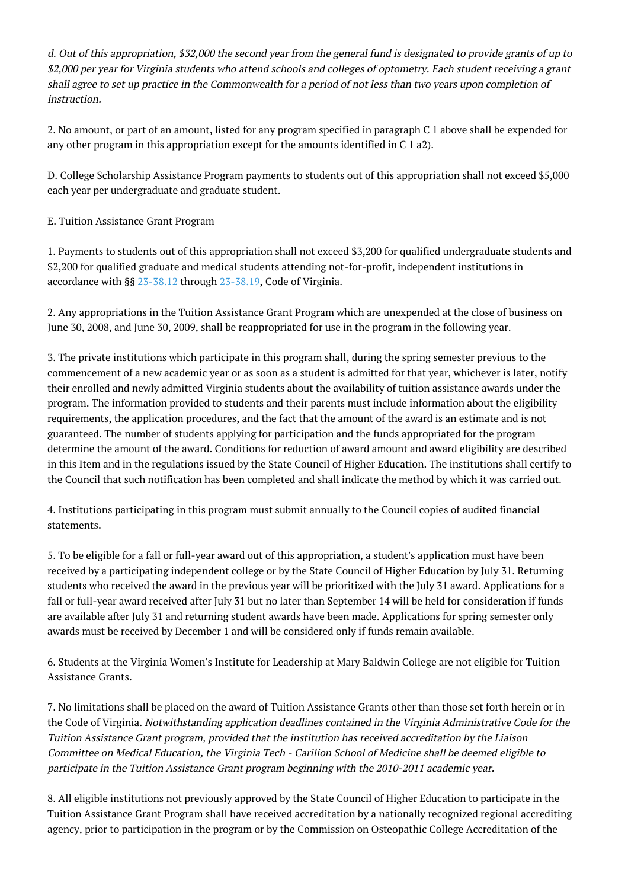*d. Out of this appropriation, $32,000 the second year from the general fund is designated to provide grants of up to $2,000 per year for Virginia students who attend schools and colleges of optometry. Each student receiving a grant shall agree to set up practice in the Commonwealth for a period of not less than two years upon completion of instruction.*

2. No amount, or part of an amount, listed for any program specified in paragraph C 1 above shall be expended for any other program in this appropriation except for the amounts identified in C 1 a2).

D. College Scholarship Assistance Program payments to students out of this appropriation shall not exceed $5,000 each year per undergraduate and graduate student.

E. Tuition Assistance Grant Program

1. Payments to students out of this appropriation shall not exceed $3,200 for qualified undergraduate students and $2,200 for qualified graduate and medical students attending not-for-profit, independent institutions in accordance with §§ 23-38.12 through 23-38.19, Code of Virginia.

2. Any appropriations in the Tuition Assistance Grant Program which are unexpended at the close of business on June 30, 2008, and June 30, 2009, shall be reappropriated for use in the program in the following year.

3. The private institutions which participate in this program shall, during the spring semester previous to the commencement of a new academic year or as soon as a student is admitted for that year, whichever is later, notify their enrolled and newly admitted Virginia students about the availability of tuition assistance awards under the program. The information provided to students and their parents must include information about the eligibility requirements, the application procedures, and the fact that the amount of the award is an estimate and is not guaranteed. The number of students applying for participation and the funds appropriated for the program determine the amount of the award. Conditions for reduction of award amount and award eligibility are described in this Item and in the regulations issued by the State Council of Higher Education. The institutions shall certify to the Council that such notification has been completed and shall indicate the method by which it was carried out.

4. Institutions participating in this program must submit annually to the Council copies of audited financial statements.

5. To be eligible for a fall or full-year award out of this appropriation, a student's application must have been received by a participating independent college or by the State Council of Higher Education by July 31. Returning students who received the award in the previous year will be prioritized with the July 31 award. Applications for a fall or full-year award received after July 31 but no later than September 14 will be held for consideration if funds are available after July 31 and returning student awards have been made. Applications for spring semester only awards must be received by December 1 and will be considered only if funds remain available.

6. Students at the Virginia Women's Institute for Leadership at Mary Baldwin College are not eligible for Tuition Assistance Grants.

7. No limitations shall be placed on the award of Tuition Assistance Grants other than those set forth herein or in the Code of Virginia. *Notwithstanding application deadlines contained in the Virginia Administrative Code for the Tuition Assistance Grant program, provided that the institution has received accreditation by the Liaison Committee on Medical Education, the Virginia Tech - Carilion School of Medicine shall be deemed eligible to participate in the Tuition Assistance Grant program beginning with the 2010-2011 academic year.*

8. All eligible institutions not previously approved by the State Council of Higher Education to participate in the Tuition Assistance Grant Program shall have received accreditation by a nationally recognized regional accrediting agency, prior to participation in the program or by the Commission on Osteopathic College Accreditation of the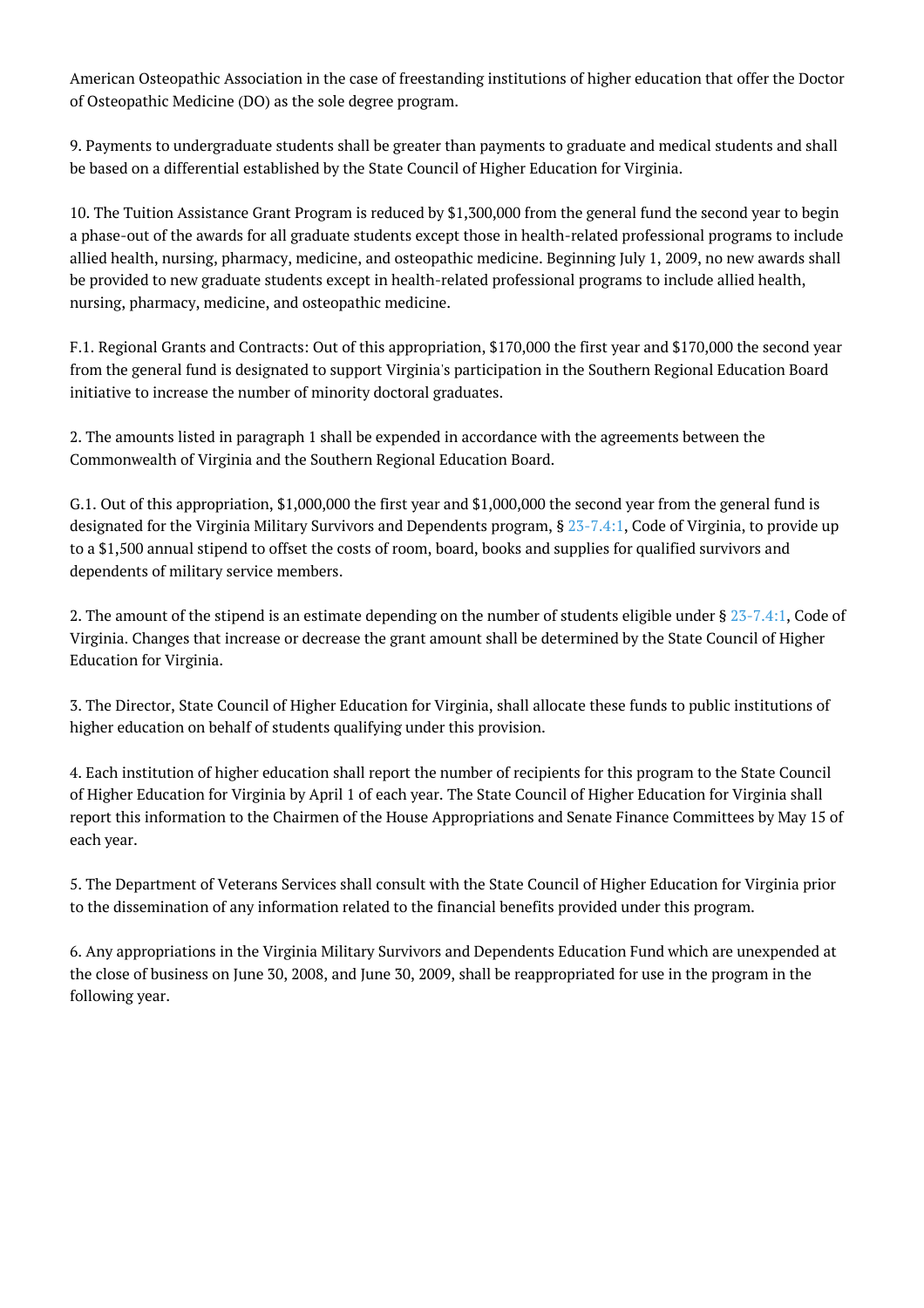American Osteopathic Association in the case of freestanding institutions of higher education that offer the Doctor of Osteopathic Medicine (DO) as the sole degree program.

9. Payments to undergraduate students shall be greater than payments to graduate and medical students and shall be based on a differential established by the State Council of Higher Education for Virginia.

10. The Tuition Assistance Grant Program is reduced by $1,300,000 from the general fund the second year to begin a phase-out of the awards for all graduate students except those in health-related professional programs to include allied health, nursing, pharmacy, medicine, and osteopathic medicine. Beginning July 1, 2009, no new awards shall be provided to new graduate students except in health-related professional programs to include allied health, nursing, pharmacy, medicine, and osteopathic medicine.

F.1. Regional Grants and Contracts: Out of this appropriation, $170,000 the first year and $170,000 the second year from the general fund is designated to support Virginia's participation in the Southern Regional Education Board initiative to increase the number of minority doctoral graduates.

2. The amounts listed in paragraph 1 shall be expended in accordance with the agreements between the Commonwealth of Virginia and the Southern Regional Education Board.

G.1. Out of this appropriation, $1,000,000 the first year and $1,000,000 the second year from the general fund is designated for the Virginia Military Survivors and Dependents program, § 23-7.4:1, Code of Virginia, to provide up to a $1,500 annual stipend to offset the costs of room, board, books and supplies for qualified survivors and dependents of military service members.

2. The amount of the stipend is an estimate depending on the number of students eligible under § 23-7.4:1, Code of Virginia. Changes that increase or decrease the grant amount shall be determined by the State Council of Higher Education for Virginia.

3. The Director, State Council of Higher Education for Virginia, shall allocate these funds to public institutions of higher education on behalf of students qualifying under this provision.

4. Each institution of higher education shall report the number of recipients for this program to the State Council of Higher Education for Virginia by April 1 of each year. The State Council of Higher Education for Virginia shall report this information to the Chairmen of the House Appropriations and Senate Finance Committees by May 15 of each year.

5. The Department of Veterans Services shall consult with the State Council of Higher Education for Virginia prior to the dissemination of any information related to the financial benefits provided under this program.

6. Any appropriations in the Virginia Military Survivors and Dependents Education Fund which are unexpended at the close of business on June 30, 2008, and June 30, 2009, shall be reappropriated for use in the program in the following year.